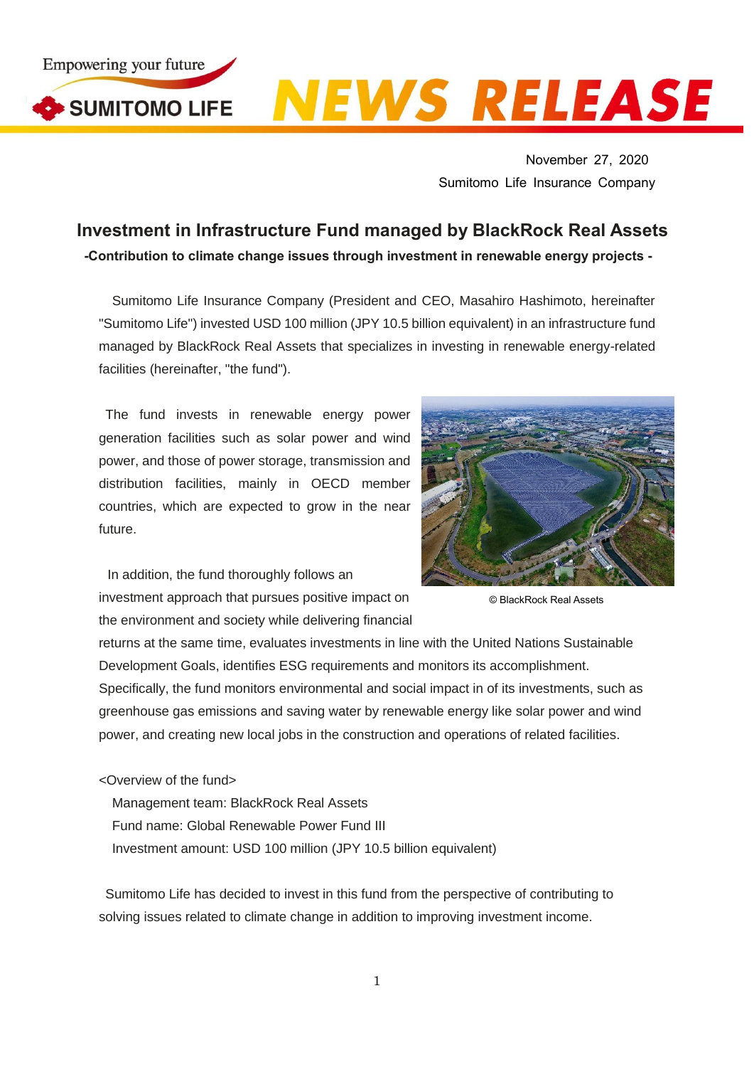Empowering your future

SUMITOMO LIFE

NEWS RELEASE

November 27, 2020
Sumitomo Life Insurance Company

# Investment in Infrastructure Fund managed by BlackRock Real Assets

**-Contribution to climate change issues through investment in renewable energy projects -**

Sumitomo Life Insurance Company (President and CEO, Masahiro Hashimoto, hereinafter "Sumitomo Life") invested USD 100 million (JPY 10.5 billion equivalent) in an infrastructure fund managed by BlackRock Real Assets that specializes in investing in renewable energy-related facilities (hereinafter, "the fund").

The fund invests in renewable energy power generation facilities such as solar power and wind power, and those of power storage, transmission and distribution facilities, mainly in OECD member countries, which are expected to grow in the near future.

© BlackRock Real Assets

In addition, the fund thoroughly follows an investment approach that pursues positive impact on the environment and society while delivering financial returns at the same time, evaluates investments in line with the United Nations Sustainable Development Goals, identifies ESG requirements and monitors its accomplishment. Specifically, the fund monitors environmental and social impact in of its investments, such as greenhouse gas emissions and saving water by renewable energy like solar power and wind power, and creating new local jobs in the construction and operations of related facilities.

<Overview of the fund>

Management team: BlackRock Real Assets
Fund name: Global Renewable Power Fund III
Investment amount: USD 100 million (JPY 10.5 billion equivalent)

Sumitomo Life has decided to invest in this fund from the perspective of contributing to solving issues related to climate change in addition to improving investment income.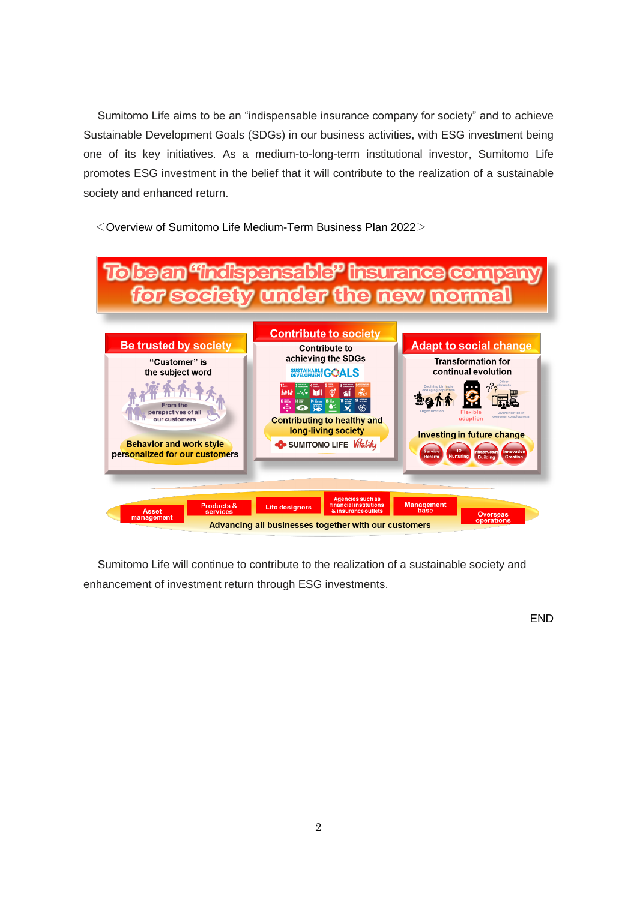Sumitomo Life aims to be an “indispensable insurance company for society” and to achieve Sustainable Development Goals (SDGs) in our business activities, with ESG investment being one of its key initiatives. As a medium-to-long-term institutional investor, Sumitomo Life promotes ESG investment in the belief that it will contribute to the realization of a sustainable society and enhanced return.

＜Overview of Sumitomo Life Medium-Term Business Plan 2022＞

To be an “indispensable” insurance company for society under the new normal

Be trusted by society

“Customer” is the subject word

From the perspectives of all our customers

Behavior and work style personalized for our customers

Contribute to society

Contribute to achieving the SDGs

SUSTAINABLE DEVELOPMENT GOALS

Contributing to healthy and long-living society

SUMITOMO LIFE Vitality

Adapt to social change

Transformation for continual evolution

Declining birthrate and aging population

Digitalization

Flexible adaption

Other elements

Diversification of consumer consciousness

Investing in future change

Service Reform

HR Nurturing

Infrastructure Building

Innovation Creation

Asset management

Products & services

Life designers

Agencies such as financial institutions & insurance outlets

Management base

Overseas operations

Advancing all businesses together with our customers

Sumitomo Life will continue to contribute to the realization of a sustainable society and enhancement of investment return through ESG investments.

END